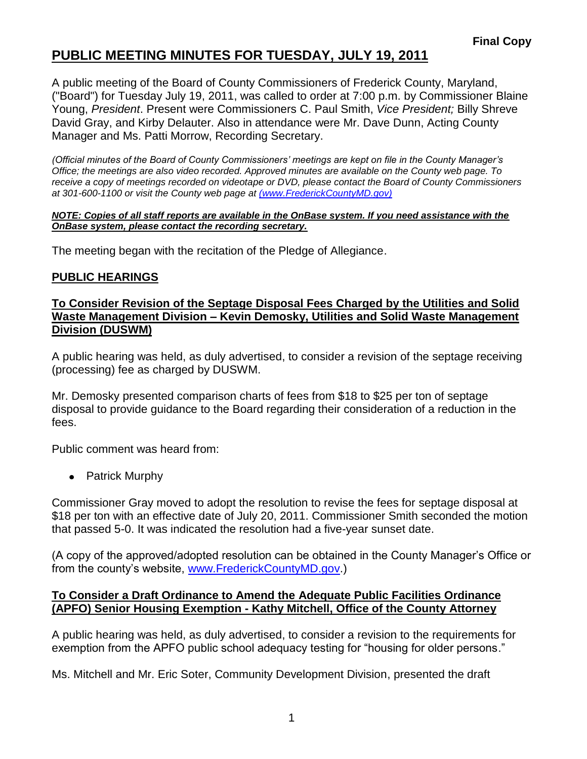**Final Copy**

# PUBLIC MEETING MINUTES FOR TUESDAY, JULY 19, 2011

A public meeting of the Board of County Commissioners of Frederick County, Maryland, ("Board") for Tuesday July 19, 2011, was called to order at 7:00 p.m. by Commissioner Blaine Young, *President*. Present were Commissioners C. Paul Smith, *Vice President;* Billy Shreve David Gray, and Kirby Delauter. Also in attendance were Mr. Dave Dunn, Acting County Manager and Ms. Patti Morrow, Recording Secretary.

*(Official minutes of the Board of County Commissioners' meetings are kept on file in the County Manager's Office; the meetings are also video recorded. Approved minutes are available on the County web page. To receive a copy of meetings recorded on videotape or DVD, please contact the Board of County Commissioners at 301-600-1100 or visit the County web page at (www.FrederickCountyMD.gov)*

***NOTE: Copies of all staff reports are available in the OnBase system. If you need assistance with the OnBase system, please contact the recording secretary.***

The meeting began with the recitation of the Pledge of Allegiance.

## PUBLIC HEARINGS

### To Consider Revision of the Septage Disposal Fees Charged by the Utilities and Solid Waste Management Division – Kevin Demosky, Utilities and Solid Waste Management Division (DUSWM)

A public hearing was held, as duly advertised, to consider a revision of the septage receiving (processing) fee as charged by DUSWM.

Mr. Demosky presented comparison charts of fees from $18 to $25 per ton of septage disposal to provide guidance to the Board regarding their consideration of a reduction in the fees.

Public comment was heard from:

- Patrick Murphy

Commissioner Gray moved to adopt the resolution to revise the fees for septage disposal at $18 per ton with an effective date of July 20, 2011. Commissioner Smith seconded the motion that passed 5-0. It was indicated the resolution had a five-year sunset date.

(A copy of the approved/adopted resolution can be obtained in the County Manager's Office or from the county's website, www.FrederickCountyMD.gov.)

### To Consider a Draft Ordinance to Amend the Adequate Public Facilities Ordinance (APFO) Senior Housing Exemption - Kathy Mitchell, Office of the County Attorney

A public hearing was held, as duly advertised, to consider a revision to the requirements for exemption from the APFO public school adequacy testing for "housing for older persons."

Ms. Mitchell and Mr. Eric Soter, Community Development Division, presented the draft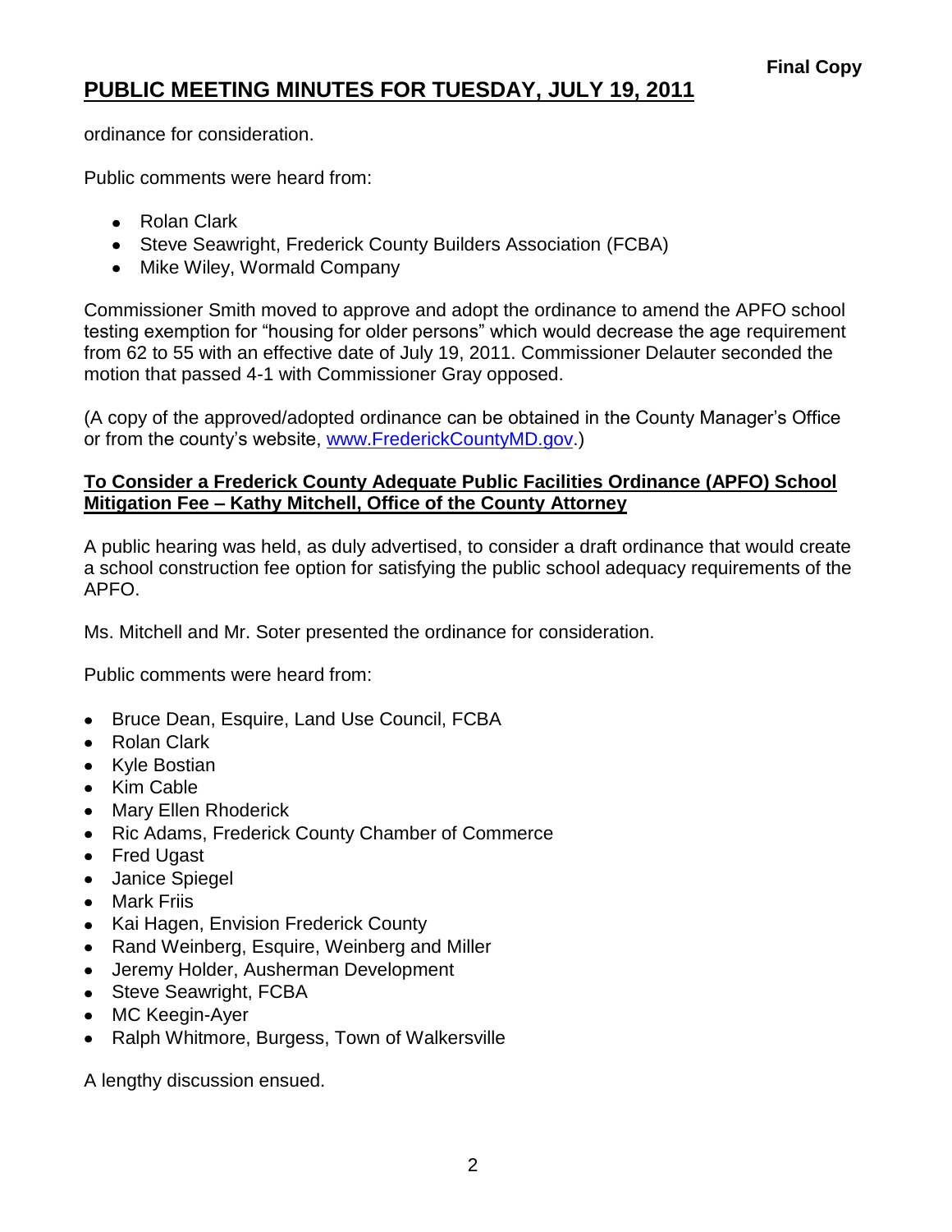ordinance for consideration.

Public comments were heard from:

- Rolan Clark
- Steve Seawright, Frederick County Builders Association (FCBA)
- Mike Wiley, Wormald Company

Commissioner Smith moved to approve and adopt the ordinance to amend the APFO school testing exemption for "housing for older persons" which would decrease the age requirement from 62 to 55 with an effective date of July 19, 2011. Commissioner Delauter seconded the motion that passed 4-1 with Commissioner Gray opposed.

(A copy of the approved/adopted ordinance can be obtained in the County Manager's Office or from the county's website, www.FrederickCountyMD.gov.)

**To Consider a Frederick County Adequate Public Facilities Ordinance (APFO) School Mitigation Fee – Kathy Mitchell, Office of the County Attorney**

A public hearing was held, as duly advertised, to consider a draft ordinance that would create a school construction fee option for satisfying the public school adequacy requirements of the APFO.

Ms. Mitchell and Mr. Soter presented the ordinance for consideration.

Public comments were heard from:

- Bruce Dean, Esquire, Land Use Council, FCBA
- Rolan Clark
- Kyle Bostian
- Kim Cable
- Mary Ellen Rhoderick
- Ric Adams, Frederick County Chamber of Commerce
- Fred Ugast
- Janice Spiegel
- Mark Friis
- Kai Hagen, Envision Frederick County
- Rand Weinberg, Esquire, Weinberg and Miller
- Jeremy Holder, Ausherman Development
- Steve Seawright, FCBA
- MC Keegin-Ayer
- Ralph Whitmore, Burgess, Town of Walkersville

A lengthy discussion ensued.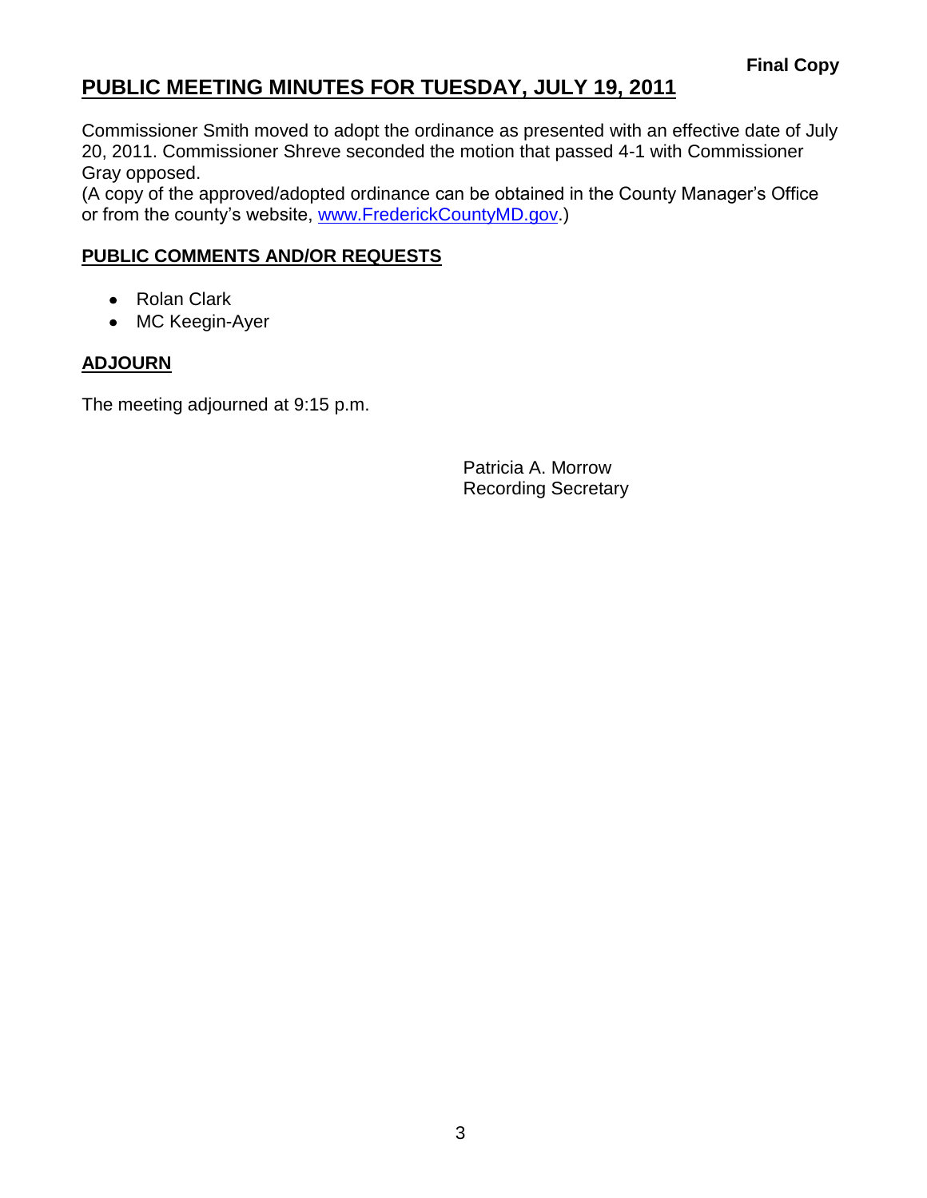**Final Copy**

## PUBLIC MEETING MINUTES FOR TUESDAY, JULY 19, 2011

Commissioner Smith moved to adopt the ordinance as presented with an effective date of July 20, 2011. Commissioner Shreve seconded the motion that passed 4-1 with Commissioner Gray opposed.
(A copy of the approved/adopted ordinance can be obtained in the County Manager's Office or from the county's website, www.FrederickCountyMD.gov.)

### PUBLIC COMMENTS AND/OR REQUESTS

- Rolan Clark
- MC Keegin-Ayer

### ADJOURN

The meeting adjourned at 9:15 p.m.

Patricia A. Morrow
Recording Secretary